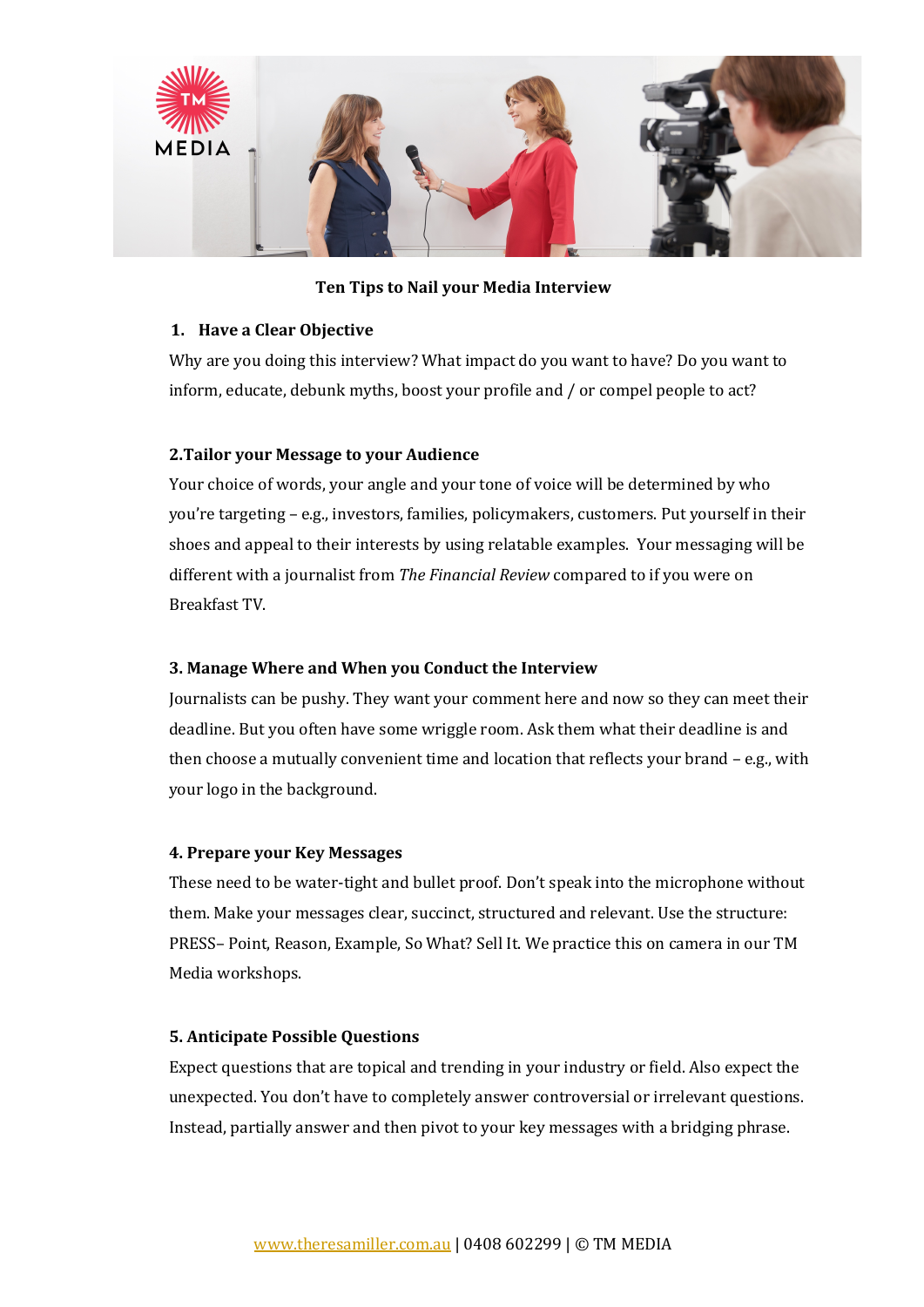# Ten Tips to Nail your Media Interview

## 1. Have a Clear Objective

Why are you doing this interview? What impact do you want to have? Do you want to inform, educate, debunk myths, boost your profile and / or compel people to act?

## 2. Tailor your Message to your Audience

Your choice of words, your angle and your tone of voice will be determined by who you're targeting – e.g., investors, families, policymakers, customers. Put yourself in their shoes and appeal to their interests by using relatable examples. Your messaging will be different with a journalist from *The Financial Review* compared to if you were on Breakfast TV.

## 3. Manage Where and When you Conduct the Interview

Journalists can be pushy. They want your comment here and now so they can meet their deadline. But you often have some wriggle room. Ask them what their deadline is and then choose a mutually convenient time and location that reflects your brand – e.g., with your logo in the background.

## 4. Prepare your Key Messages

These need to be water-tight and bullet proof. Don't speak into the microphone without them. Make your messages clear, succinct, structured and relevant. Use the structure: PRESS– Point, Reason, Example, So What? Sell It. We practice this on camera in our TM Media workshops.

## 5. Anticipate Possible Questions

Expect questions that are topical and trending in your industry or field. Also expect the unexpected. You don't have to completely answer controversial or irrelevant questions. Instead, partially answer and then pivot to your key messages with a bridging phrase.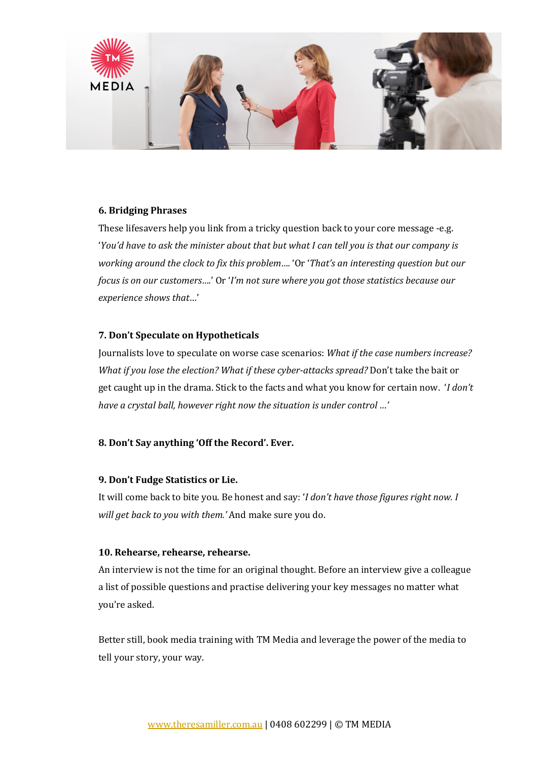**6. Bridging Phrases**

These lifesavers help you link from a tricky question back to your core message -e.g. '*You'd have to ask the minister about that but what I can tell you is that our company is working around the clock to fix this problem….* 'Or '*That's an interesting question but our focus is on our customers….*' Or '*I'm not sure where you got those statistics because our experience shows that…*'

**7. Don't Speculate on Hypotheticals**

Journalists love to speculate on worse case scenarios: *What if the case numbers increase? What if you lose the election? What if these cyber-attacks spread?* Don't take the bait or get caught up in the drama. Stick to the facts and what you know for certain now. '*I don't have a crystal ball, however right now the situation is under control …*'

**8. Don't Say anything 'Off the Record'. Ever.**

**9. Don't Fudge Statistics or Lie.**

It will come back to bite you. Be honest and say: '*I don't have those figures right now. I will get back to you with them.*' And make sure you do.

**10. Rehearse, rehearse, rehearse.**

An interview is not the time for an original thought. Before an interview give a colleague a list of possible questions and practise delivering your key messages no matter what you're asked.

Better still, book media training with TM Media and leverage the power of the media to tell your story, your way.